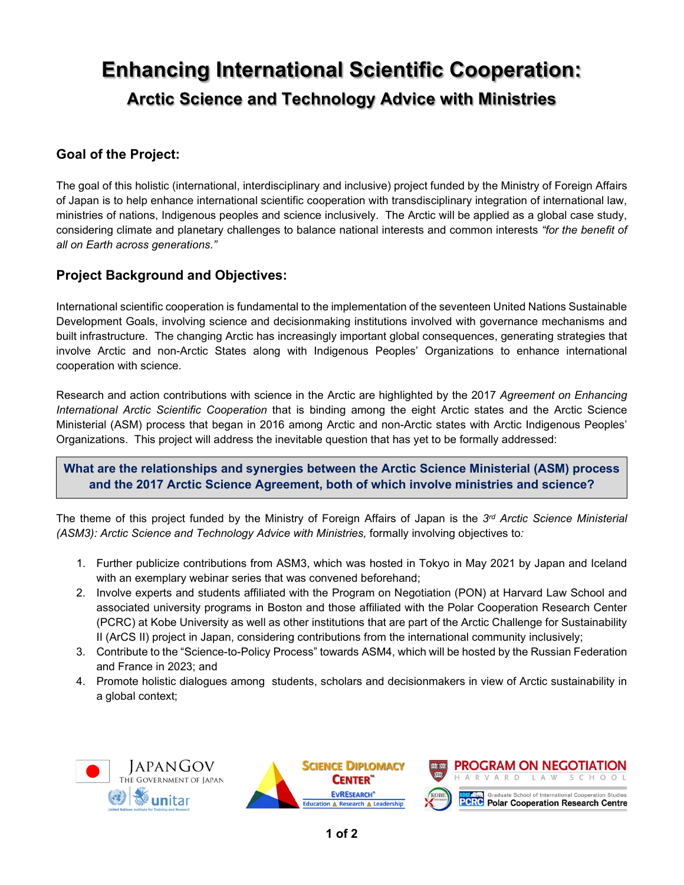# Enhancing International Scientific Cooperation:

## Arctic Science and Technology Advice with Ministries

### Goal of the Project:

The goal of this holistic (international, interdisciplinary and inclusive) project funded by the Ministry of Foreign Affairs of Japan is to help enhance international scientific cooperation with transdisciplinary integration of international law, ministries of nations, Indigenous peoples and science inclusively. The Arctic will be applied as a global case study, considering climate and planetary challenges to balance national interests and common interests *"for the benefit of all on Earth across generations."*

### Project Background and Objectives:

International scientific cooperation is fundamental to the implementation of the seventeen United Nations Sustainable Development Goals, involving science and decisionmaking institutions involved with governance mechanisms and built infrastructure. The changing Arctic has increasingly important global consequences, generating strategies that involve Arctic and non-Arctic States along with Indigenous Peoples' Organizations to enhance international cooperation with science.

Research and action contributions with science in the Arctic are highlighted by the 2017 *Agreement on Enhancing International Arctic Scientific Cooperation* that is binding among the eight Arctic states and the Arctic Science Ministerial (ASM) process that began in 2016 among Arctic and non-Arctic states with Arctic Indigenous Peoples' Organizations. This project will address the inevitable question that has yet to be formally addressed:

**What are the relationships and synergies between the Arctic Science Ministerial (ASM) process and the 2017 Arctic Science Agreement, both of which involve ministries and science?**

The theme of this project funded by the Ministry of Foreign Affairs of Japan is the *3rd Arctic Science Ministerial (ASM3): Arctic Science and Technology Advice with Ministries,* formally involving objectives to*:*

1. Further publicize contributions from ASM3, which was hosted in Tokyo in May 2021 by Japan and Iceland with an exemplary webinar series that was convened beforehand;
2. Involve experts and students affiliated with the Program on Negotiation (PON) at Harvard Law School and associated university programs in Boston and those affiliated with the Polar Cooperation Research Center (PCRC) at Kobe University as well as other institutions that are part of the Arctic Challenge for Sustainability II (ArCS II) project in Japan, considering contributions from the international community inclusively;
3. Contribute to the "Science-to-Policy Process" towards ASM4, which will be hosted by the Russian Federation and France in 2023; and
4. Promote holistic dialogues among students, scholars and decisionmakers in view of Arctic sustainability in a global context;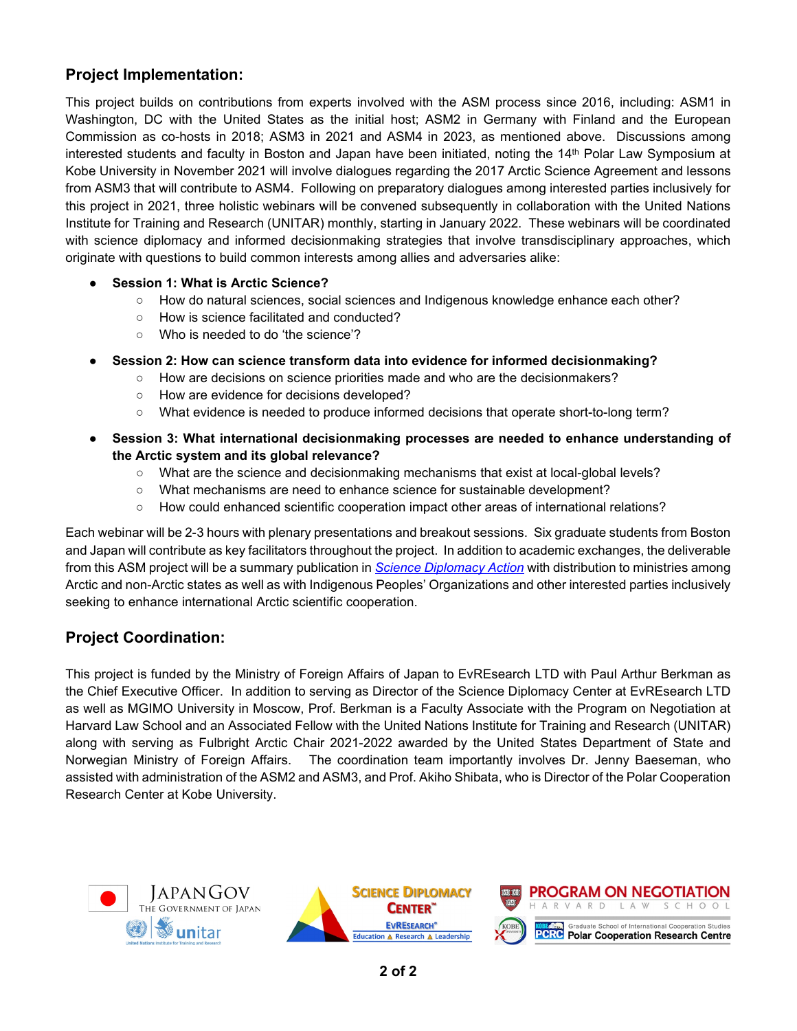## Project Implementation:

This project builds on contributions from experts involved with the ASM process since 2016, including: ASM1 in Washington, DC with the United States as the initial host; ASM2 in Germany with Finland and the European Commission as co-hosts in 2018; ASM3 in 2021 and ASM4 in 2023, as mentioned above. Discussions among interested students and faculty in Boston and Japan have been initiated, noting the 14th Polar Law Symposium at Kobe University in November 2021 will involve dialogues regarding the 2017 Arctic Science Agreement and lessons from ASM3 that will contribute to ASM4. Following on preparatory dialogues among interested parties inclusively for this project in 2021, three holistic webinars will be convened subsequently in collaboration with the United Nations Institute for Training and Research (UNITAR) monthly, starting in January 2022. These webinars will be coordinated with science diplomacy and informed decisionmaking strategies that involve transdisciplinary approaches, which originate with questions to build common interests among allies and adversaries alike:

- **Session 1: What is Arctic Science?**
  - How do natural sciences, social sciences and Indigenous knowledge enhance each other?
  - How is science facilitated and conducted?
  - Who is needed to do 'the science'?
- **Session 2: How can science transform data into evidence for informed decisionmaking?**
  - How are decisions on science priorities made and who are the decisionmakers?
  - How are evidence for decisions developed?
  - What evidence is needed to produce informed decisions that operate short-to-long term?
- **Session 3: What international decisionmaking processes are needed to enhance understanding of the Arctic system and its global relevance?**
  - What are the science and decisionmaking mechanisms that exist at local-global levels?
  - What mechanisms are need to enhance science for sustainable development?
  - How could enhanced scientific cooperation impact other areas of international relations?

Each webinar will be 2-3 hours with plenary presentations and breakout sessions. Six graduate students from Boston and Japan will contribute as key facilitators throughout the project. In addition to academic exchanges, the deliverable from this ASM project will be a summary publication in *Science Diplomacy Action* with distribution to ministries among Arctic and non-Arctic states as well as with Indigenous Peoples' Organizations and other interested parties inclusively seeking to enhance international Arctic scientific cooperation.

## Project Coordination:

This project is funded by the Ministry of Foreign Affairs of Japan to EvREsearch LTD with Paul Arthur Berkman as the Chief Executive Officer. In addition to serving as Director of the Science Diplomacy Center at EvREsearch LTD as well as MGIMO University in Moscow, Prof. Berkman is a Faculty Associate with the Program on Negotiation at Harvard Law School and an Associated Fellow with the United Nations Institute for Training and Research (UNITAR) along with serving as Fulbright Arctic Chair 2021-2022 awarded by the United States Department of State and Norwegian Ministry of Foreign Affairs. The coordination team importantly involves Dr. Jenny Baeseman, who assisted with administration of the ASM2 and ASM3, and Prof. Akiho Shibata, who is Director of the Polar Cooperation Research Center at Kobe University.

JAPANGOV THE GOVERNMENT OF JAPAN

unitar United Nations Institute for Training and Research

SCIENCE DIPLOMACY CENTER

EVRESEARCH Education Research Leadership

PROGRAM ON NEGOTIATION HARVARD LAW SCHOOL

Graduate School of International Cooperation Studies Polar Cooperation Research Centre